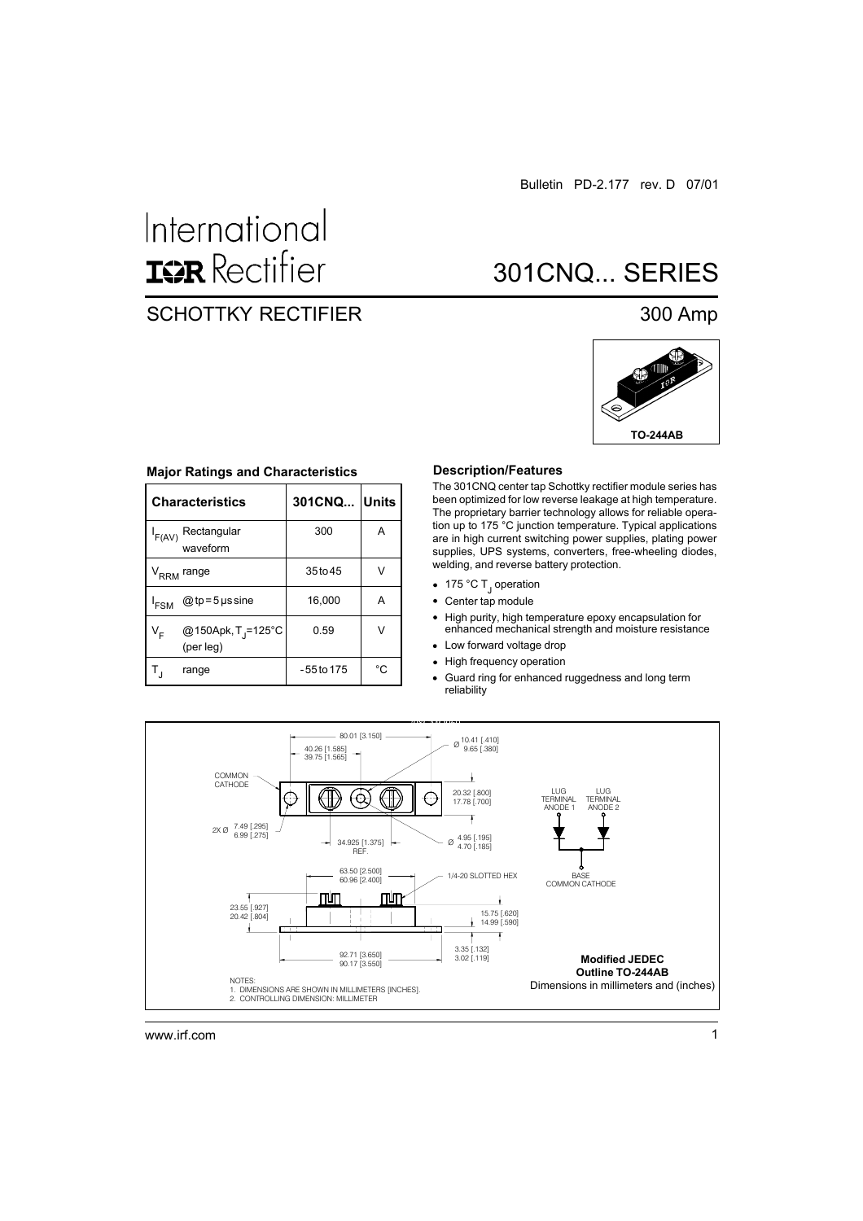Bulletin PD-2.177 rev. D 07/01

# International IOR Rectifier

# 301CNQ... SERIES

## SCHOTTKY RECTIFIER

## 300 Amp

TO-244AB

### Major Ratings and Characteristics

| Characteristics | | 301CNQ... | Units |
|---|---|---|---|
| $I_{F(AV)}$ | Rectangular waveform | 300 | A |
| $V_{RRM}$ | range | 35 to 45 | V |
| $I_{FSM}$ | @ tp = 5 µs sine | 16,000 | A |
| $V_F$ | @ 150Apk, $T_J$=125°C (per leg) | 0.59 | V |
| $T_J$ | range | - 55 to 175 | °C |

### Description/Features

The 301CNQ center tap Schottky rectifier module series has been optimized for low reverse leakage at high temperature. The proprietary barrier technology allows for reliable operation up to 175 °C junction temperature. Typical applications are in high current switching power supplies, plating power supplies, UPS systems, converters, free-wheeling diodes, welding, and reverse battery protection.

- 175 °C $T_J$ operation
- Center tap module
- High purity, high temperature epoxy encapsulation for enhanced mechanical strength and moisture resistance
- Low forward voltage drop
- High frequency operation
- Guard ring for enhanced ruggedness and long term reliability

80.01 [3.150]

40.26 [1.585]
39.75 [1.565]

Ø 10.41 [.410]
9.65 [.380]

COMMON CATHODE

20.32 [.800]
17.78 [.700]

2X Ø 7.49 [.295]
6.99 [.275]

34.925 [1.375] REF.

Ø 4.95 [.195]
4.70 [.185]

63.50 [2.500]
60.96 [2.400]

1/4-20 SLOTTED HEX

23.55 [.927]
20.42 [.804]

15.75 [.620]
14.99 [.590]

92.71 [3.650]
90.17 [3.550]

3.35 [.132]
3.02 [.119]

LUG TERMINAL ANODE 1

LUG TERMINAL ANODE 2

BASE COMMON CATHODE

NOTES:
1. DIMENSIONS ARE SHOWN IN MILLIMETERS [INCHES].
2. CONTROLLING DIMENSION: MILLIMETER

**Modified JEDEC Outline TO-244AB**
Dimensions in millimeters and (inches)

www.irf.com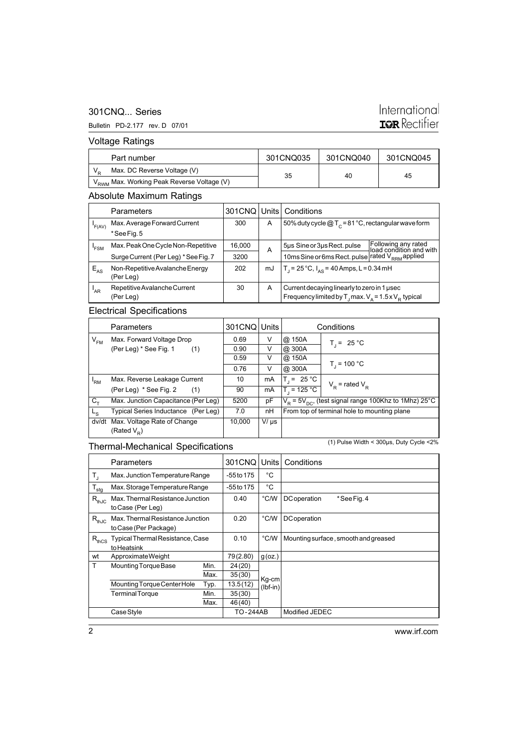## Voltage Ratings

| | Part number | 301CNQ035 | 301CNQ040 | 301CNQ045 |
|---|---|---|---|---|
| $V_R$ | Max. DC Reverse Voltage (V) | 35 | 40 | 45 |
| $V_{RWM}$ | Max. Working Peak Reverse Voltage (V) | | | |

## Absolute Maximum Ratings

| | Parameters | 301CNQ | Units | Conditions | |
|---|---|---|---|---|---|
| $I_{F(AV)}$ | Max. Average Forward Current * See Fig. 5 | 300 | A | 50% duty cycle @ $T_C$ = 81 °C, rectangular wave form | |
| $I_{FSM}$ | Max. Peak One Cycle Non-Repetitive | 16,000 | A | 5µs Sine or 3µs Rect. pulse | Following any rated load condition and with rated $V_{RRM}$ applied |
| | Surge Current (Per Leg) * See Fig. 7 | 3200 | | 10ms Sine or 6ms Rect. pulse | |
| $E_{AS}$ | Non-Repetitive Avalanche Energy (Per Leg) | 202 | mJ | $T_J$ = 25 °C, $I_{AS}$ = 40 Amps, L = 0.34 mH | |
| $I_{AR}$ | Repetitive Avalanche Current (Per Leg) | 30 | A | Current decaying linearly to zero in 1 µsec Frequency limited by $T_J$ max. $V_A$ = 1.5 x $V_R$ typical | |

## Electrical Specifications

| | Parameters | 301CNQ | Units | Conditions | |
|---|---|---|---|---|---|
| $V_{FM}$ | Max. Forward Voltage Drop | 0.69 | V | @ 150A | $T_J$ = 25 °C |
| | (Per Leg) * See Fig. 1 (1) | 0.90 | V | @ 300A | |
| | | 0.59 | V | @ 150A | $T_J$ = 100 °C |
| | | 0.76 | V | @ 300A | |
| $I_{RM}$ | Max. Reverse Leakage Current | 10 | mA | $T_J$ = 25 °C | $V_R$ = rated $V_R$ |
| | (Per Leg) * See Fig. 2 (1) | 90 | mA | $T_J$ = 125 °C | |
| $C_T$ | Max. Junction Capacitance (Per Leg) | 5200 | pF | $V_R$ = 5$V_{DC}$, (test signal range 100Khz to 1Mhz) 25°C | |
| $L_S$ | Typical Series Inductance (Per Leg) | 7.0 | nH | From top of terminal hole to mounting plane | |
| dv/dt | Max. Voltage Rate of Change (Rated $V_R$) | 10,000 | V/ µs | | |

(1) Pulse Width < 300µs, Duty Cycle <2%

## Thermal-Mechanical Specifications

| | Parameters | | 301CNQ | Units | Conditions |
|---|---|---|---|---|---|
| $T_J$ | Max. Junction Temperature Range | | -55 to 175 | °C | |
| $T_{stg}$ | Max. Storage Temperature Range | | -55 to 175 | °C | |
| $R_{thJC}$ | Max. Thermal Resistance Junction to Case (Per Leg) | | 0.40 | °C/W | DC operation * See Fig. 4 |
| $R_{thJC}$ | Max. Thermal Resistance Junction to Case (Per Package) | | 0.20 | °C/W | DC operation |
| $R_{thCS}$ | Typical Thermal Resistance, Case to Heatsink | | 0.10 | °C/W | Mounting surface, smooth and greased |
| wt | Approximate Weight | | 79 (2.80) | g (oz.) | |
| T | Mounting Torque Base | Min. | 24 (20) | Kg-cm (lbf-in) | |
| | | Max. | 35 (30) | | |
| | Mounting Torque Center Hole | Typ. | 13.5 (12) | | |
| | Terminal Torque | Min. | 35 (30) | | |
| | | Max. | 46 (40) | | |
| | Case Style | | TO - 244AB | | Modified JEDEC |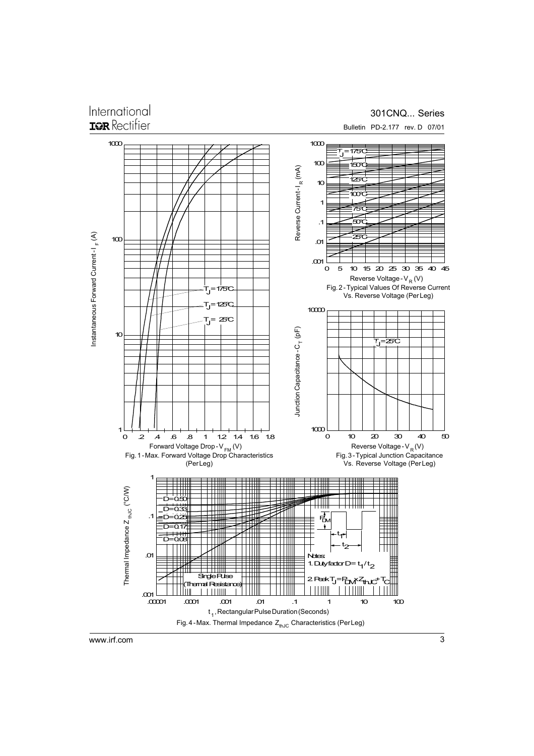Fig. 1 - Max. Forward Voltage Drop Characteristics (Per Leg)

Fig. 2 - Typical Values Of Reverse Current Vs. Reverse Voltage (Per Leg)

Fig. 3 - Typical Junction Capacitance Vs. Reverse Voltage (Per Leg)

Fig. 4 - Max. Thermal Impedance $Z_{thJC}$ Characteristics (Per Leg)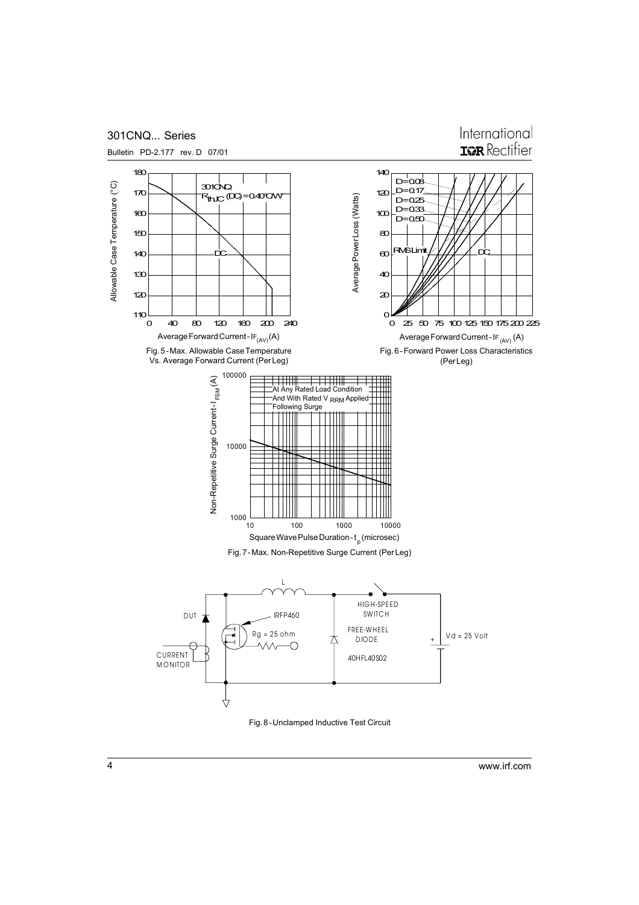Fig. 5 - Max. Allowable Case Temperature Vs. Average Forward Current (Per Leg)

Fig. 6 - Forward Power Loss Characteristics (Per Leg)

Fig. 7 - Max. Non-Repetitive Surge Current (Per Leg)

Fig. 8 - Unclamped Inductive Test Circuit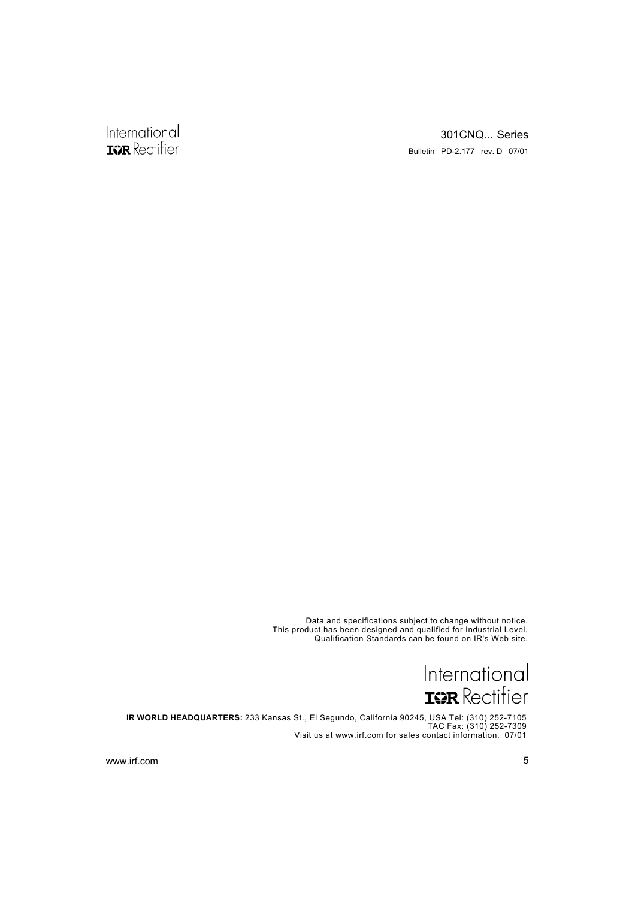Data and specifications subject to change without notice.
This product has been designed and qualified for Industrial Level.
Qualification Standards can be found on IR's Web site.

International
IOR Rectifier

**IR WORLD HEADQUARTERS:** 233 Kansas St., El Segundo, California 90245, USA Tel: (310) 252-7105
TAC Fax: (310) 252-7309
Visit us at www.irf.com for sales contact information. 07/01